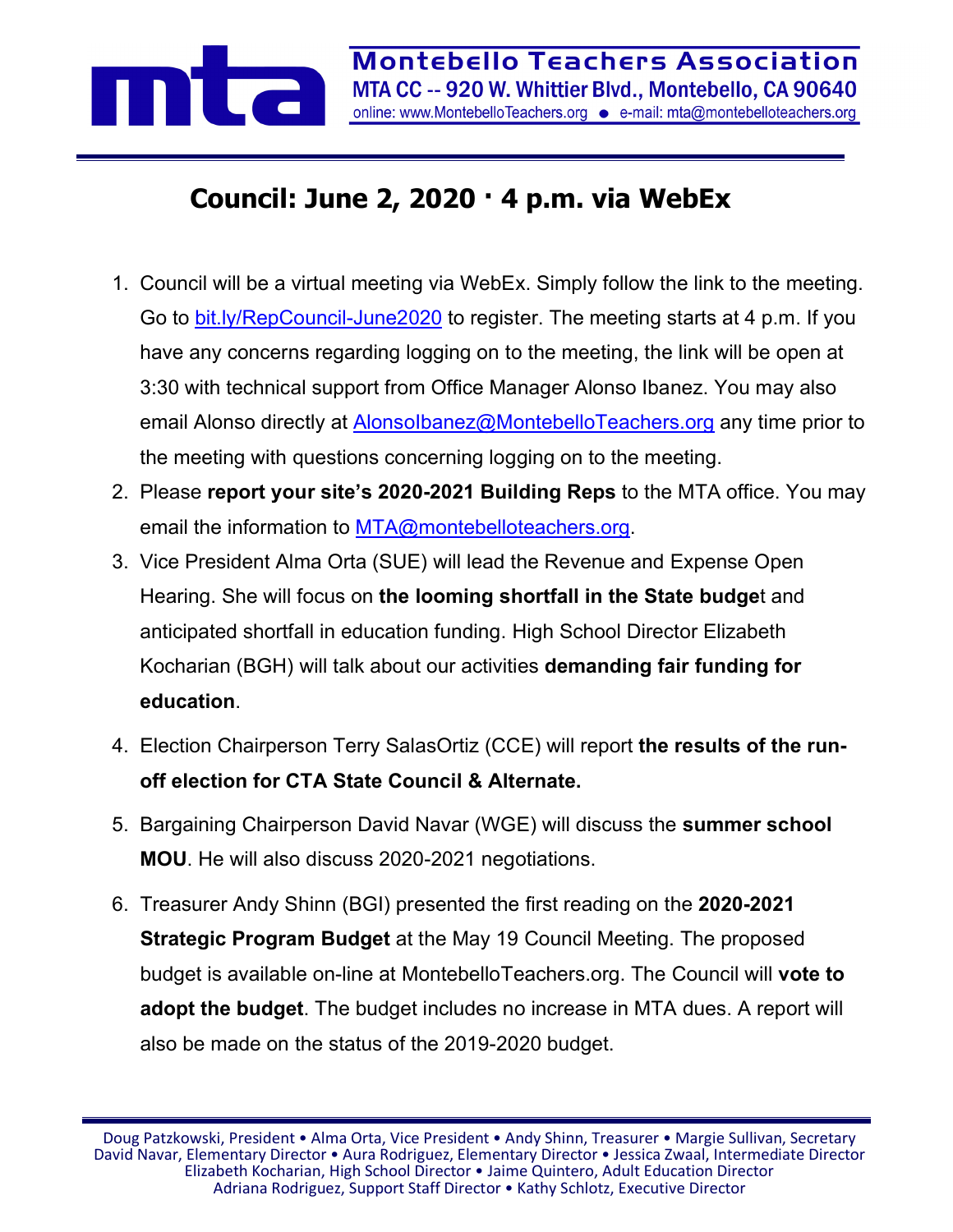**Montebello Teachers Association**
MTA CC -- 920 W. Whittier Blvd., Montebello, CA 90640
online: www.MontebelloTeachers.org ● e-mail: mta@montebelloteachers.org

# Council: June 2, 2020 · 4 p.m. via WebEx

1. Council will be a virtual meeting via WebEx. Simply follow the link to the meeting. Go to bit.ly/RepCouncil-June2020 to register. The meeting starts at 4 p.m. If you have any concerns regarding logging on to the meeting, the link will be open at 3:30 with technical support from Office Manager Alonso Ibanez. You may also email Alonso directly at AlonsoIbanez@MontebelloTeachers.org any time prior to the meeting with questions concerning logging on to the meeting.
2. Please **report your site's 2020-2021 Building Reps** to the MTA office. You may email the information to MTA@montebelloteachers.org.
3. Vice President Alma Orta (SUE) will lead the Revenue and Expense Open Hearing. She will focus on **the looming shortfall in the State budge**t and anticipated shortfall in education funding. High School Director Elizabeth Kocharian (BGH) will talk about our activities **demanding fair funding for education**.
4. Election Chairperson Terry SalasOrtiz (CCE) will report **the results of the run-off election for CTA State Council & Alternate.**
5. Bargaining Chairperson David Navar (WGE) will discuss the **summer school MOU**. He will also discuss 2020-2021 negotiations.
6. Treasurer Andy Shinn (BGI) presented the first reading on the **2020-2021 Strategic Program Budget** at the May 19 Council Meeting. The proposed budget is available on-line at MontebelloTeachers.org. The Council will **vote to adopt the budget**. The budget includes no increase in MTA dues. A report will also be made on the status of the 2019-2020 budget.

Doug Patzkowski, President • Alma Orta, Vice President • Andy Shinn, Treasurer • Margie Sullivan, Secretary
David Navar, Elementary Director • Aura Rodriguez, Elementary Director • Jessica Zwaal, Intermediate Director
Elizabeth Kocharian, High School Director • Jaime Quintero, Adult Education Director
Adriana Rodriguez, Support Staff Director • Kathy Schlotz, Executive Director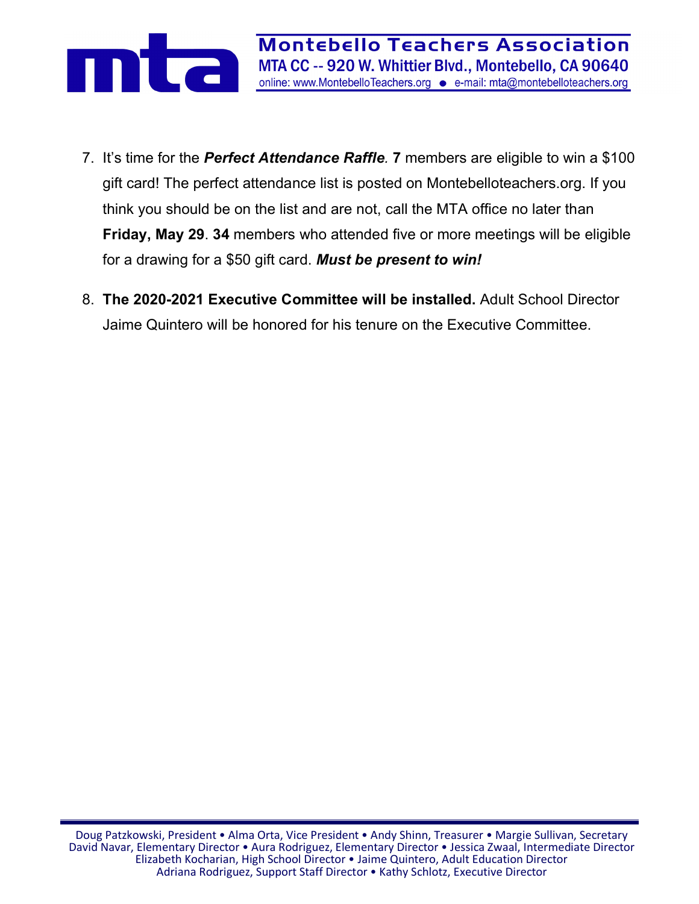7. It's time for the ***Perfect Attendance Raffle***. **7** members are eligible to win a $100 gift card! The perfect attendance list is posted on Montebelloteachers.org. If you think you should be on the list and are not, call the MTA office no later than **Friday, May 29**. **34** members who attended five or more meetings will be eligible for a drawing for a $50 gift card. ***Must be present to win!***

8. **The 2020-2021 Executive Committee will be installed.** Adult School Director Jaime Quintero will be honored for his tenure on the Executive Committee.